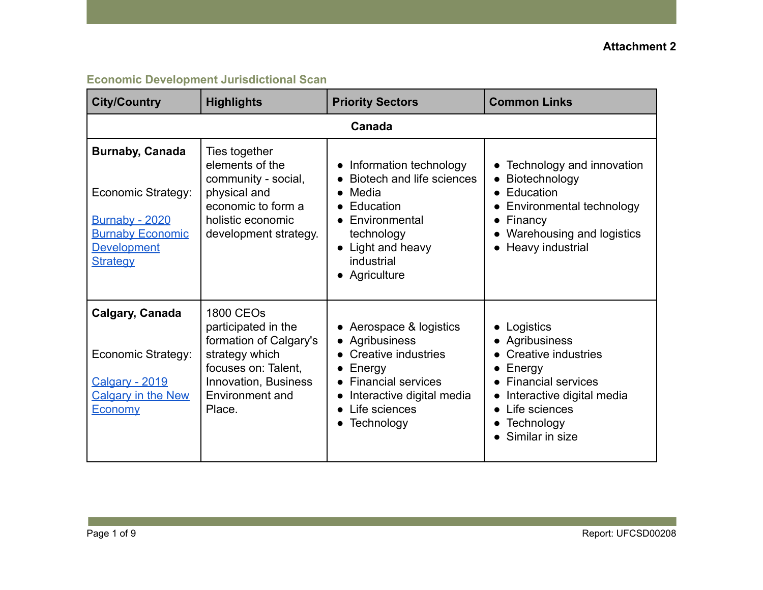**Attachment 2**

## Economic Development Jurisdictional Scan

| City/Country | Highlights | Priority Sectors | Common Links |
|---|---|---|---|
| **Canada** | | | |
| **Burnaby, Canada**<br><br>Economic Strategy:<br><br>Burnaby - 2020 Burnaby Economic Development Strategy | Ties together elements of the community - social, physical and economic to form a holistic economic development strategy. | • Information technology<br>• Biotech and life sciences<br>• Media<br>• Education<br>• Environmental technology<br>• Light and heavy industrial<br>• Agriculture | • Technology and innovation<br>• Biotechnology<br>• Education<br>• Environmental technology<br>• Financy<br>• Warehousing and logistics<br>• Heavy industrial |
| **Calgary, Canada**<br><br>Economic Strategy:<br><br>Calgary - 2019 Calgary in the New Economy | 1800 CEOs participated in the formation of Calgary's strategy which focuses on: Talent, Innovation, Business Environment and Place. | • Aerospace & logistics<br>• Agribusiness<br>• Creative industries<br>• Energy<br>• Financial services<br>• Interactive digital media<br>• Life sciences<br>• Technology | • Logistics<br>• Agribusiness<br>• Creative industries<br>• Energy<br>• Financial services<br>• Interactive digital media<br>• Life sciences<br>• Technology<br>• Similar in size |

Report: UFCSD00208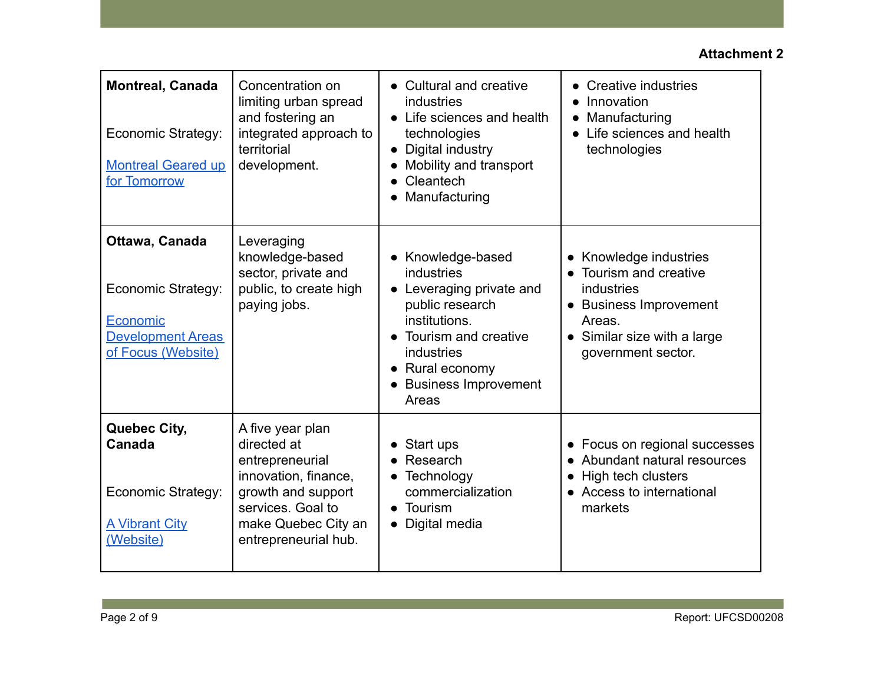**Attachment 2**

| **Montreal, Canada**<br><br>Economic Strategy:<br><br>Montreal Geared up for Tomorrow | Concentration on limiting urban spread and fostering an integrated approach to territorial development. | • Cultural and creative industries<br>• Life sciences and health technologies<br>• Digital industry<br>• Mobility and transport<br>• Cleantech<br>• Manufacturing | • Creative industries<br>• Innovation<br>• Manufacturing<br>• Life sciences and health technologies |
|---|---|---|---|
| **Ottawa, Canada**<br><br>Economic Strategy:<br><br>Economic Development Areas of Focus (Website) | Leveraging knowledge-based sector, private and public, to create high paying jobs. | • Knowledge-based industries<br>• Leveraging private and public research institutions.<br>• Tourism and creative industries<br>• Rural economy<br>• Business Improvement Areas | • Knowledge industries<br>• Tourism and creative industries<br>• Business Improvement Areas.<br>• Similar size with a large government sector. |
| **Quebec City, Canada**<br><br>Economic Strategy:<br><br>A Vibrant City (Website) | A five year plan directed at entrepreneurial innovation, finance, growth and support services. Goal to make Quebec City an entrepreneurial hub. | • Start ups<br>• Research<br>• Technology commercialization<br>• Tourism<br>• Digital media | • Focus on regional successes<br>• Abundant natural resources<br>• High tech clusters<br>• Access to international markets |

Report: UFCSD00208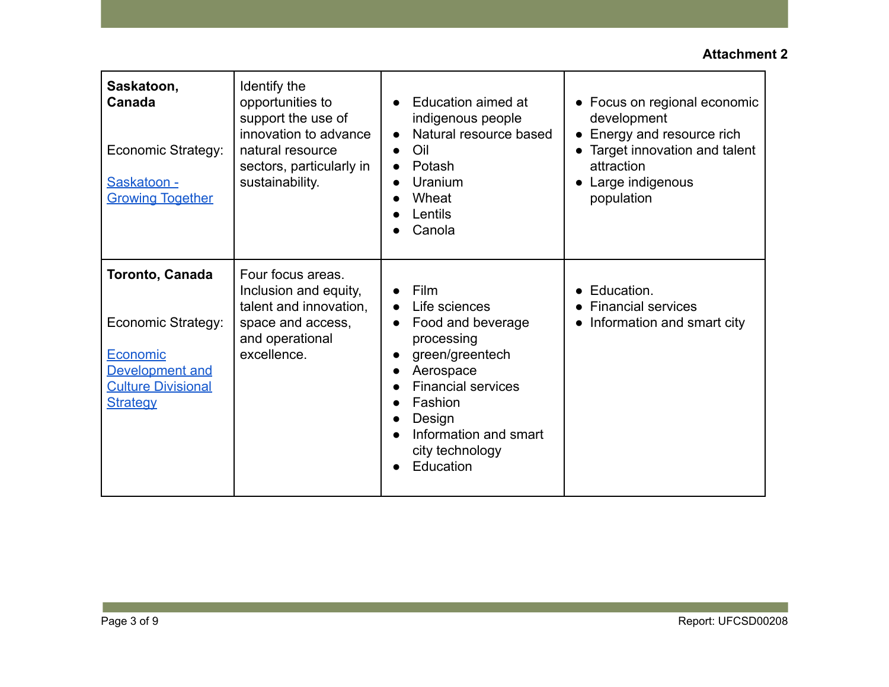**Attachment 2**

| | | | |
|---|---|---|---|
| **Saskatoon, Canada**<br><br>Economic Strategy:<br><br>[Saskatoon - Growing Together] | Identify the opportunities to support the use of innovation to advance natural resource sectors, particularly in sustainability. | • Education aimed at indigenous people<br>• Natural resource based<br>• Oil<br>• Potash<br>• Uranium<br>• Wheat<br>• Lentils<br>• Canola | • Focus on regional economic development<br>• Energy and resource rich<br>• Target innovation and talent attraction<br>• Large indigenous population |
| **Toronto, Canada**<br><br>Economic Strategy:<br><br>[Economic Development and Culture Divisional Strategy] | Four focus areas. Inclusion and equity, talent and innovation, space and access, and operational excellence. | • Film<br>• Life sciences<br>• Food and beverage processing<br>• green/greentech<br>• Aerospace<br>• Financial services<br>• Fashion<br>• Design<br>• Information and smart city technology<br>• Education | • Education.<br>• Financial services<br>• Information and smart city |

Report: UFCSD00208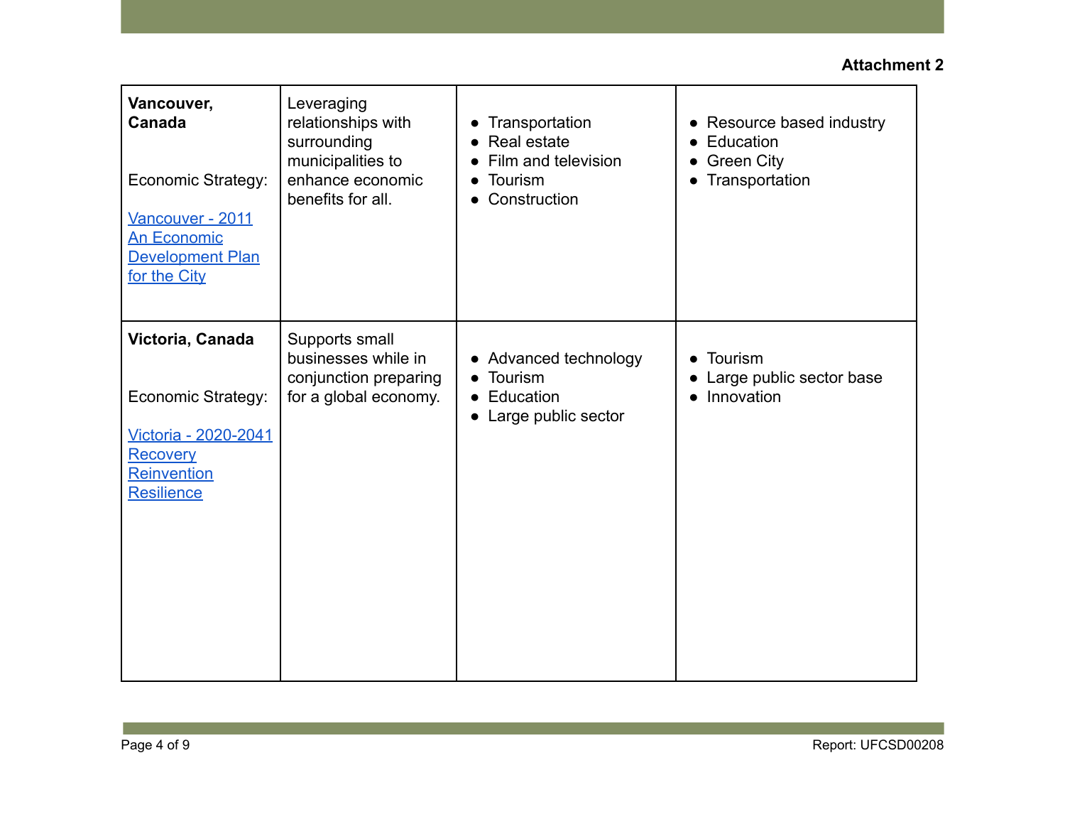**Attachment 2**

| | | | |
|---|---|---|---|
| **Vancouver, Canada**<br><br>Economic Strategy:<br><br>Vancouver - 2011 An Economic Development Plan for the City | Leveraging relationships with surrounding municipalities to enhance economic benefits for all. | • Transportation<br>• Real estate<br>• Film and television<br>• Tourism<br>• Construction | • Resource based industry<br>• Education<br>• Green City<br>• Transportation |
| **Victoria, Canada**<br><br>Economic Strategy:<br><br>Victoria - 2020-2041 Recovery Reinvention Resilience | Supports small businesses while in conjunction preparing for a global economy. | • Advanced technology<br>• Tourism<br>• Education<br>• Large public sector | • Tourism<br>• Large public sector base<br>• Innovation |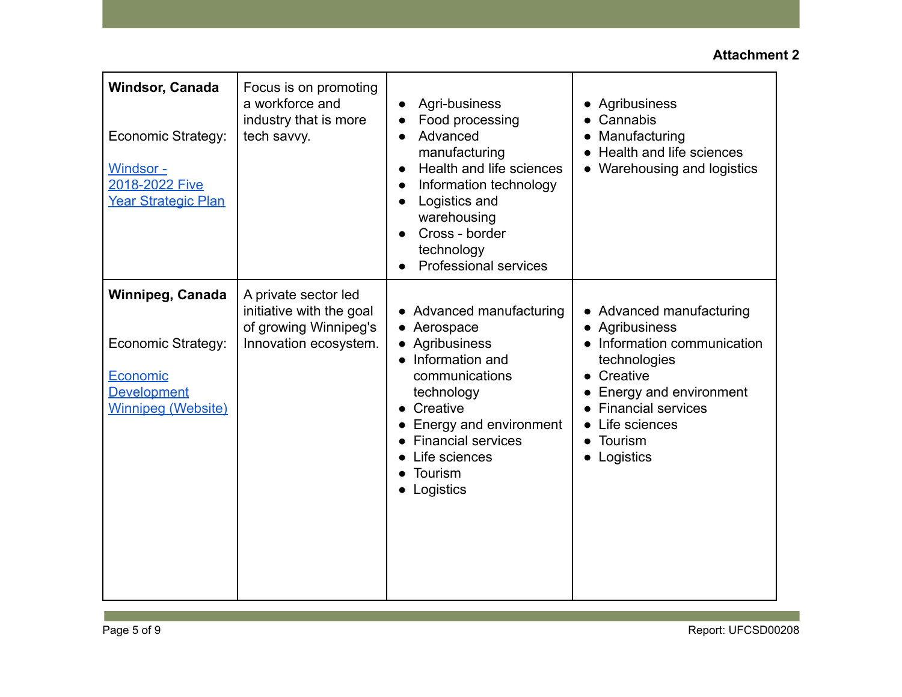**Attachment 2**

| | | | |
|---|---|---|---|
| **Windsor, Canada**<br><br>Economic Strategy:<br><br>Windsor - 2018-2022 Five Year Strategic Plan | Focus is on promoting a workforce and industry that is more tech savvy. | • Agri-business<br>• Food processing<br>• Advanced manufacturing<br>• Health and life sciences<br>• Information technology<br>• Logistics and warehousing<br>• Cross - border technology<br>• Professional services | • Agribusiness<br>• Cannabis<br>• Manufacturing<br>• Health and life sciences<br>• Warehousing and logistics |
| **Winnipeg, Canada**<br><br>Economic Strategy:<br><br>Economic Development Winnipeg (Website) | A private sector led initiative with the goal of growing Winnipeg's Innovation ecosystem. | • Advanced manufacturing<br>• Aerospace<br>• Agribusiness<br>• Information and communications technology<br>• Creative<br>• Energy and environment<br>• Financial services<br>• Life sciences<br>• Tourism<br>• Logistics | • Advanced manufacturing<br>• Agribusiness<br>• Information communication technologies<br>• Creative<br>• Energy and environment<br>• Financial services<br>• Life sciences<br>• Tourism<br>• Logistics |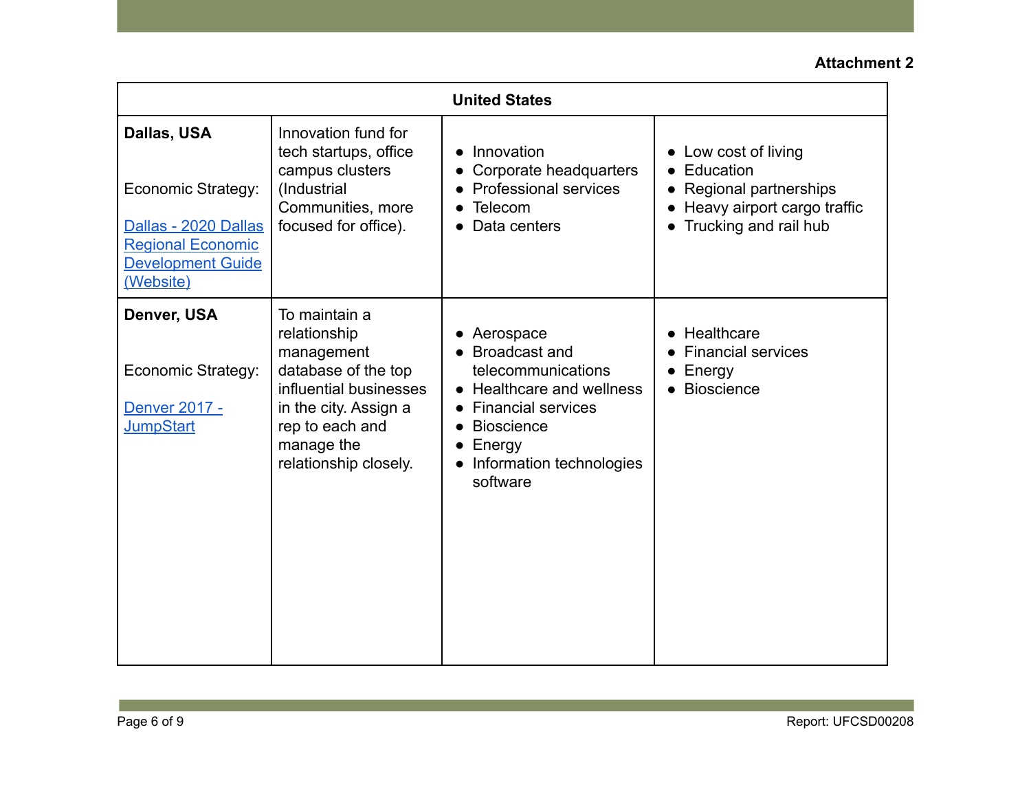**Attachment 2**

| United States | | | |
|---|---|---|---|
| **Dallas, USA**<br><br>Economic Strategy:<br><br>Dallas - 2020 Dallas Regional Economic Development Guide (Website) | Innovation fund for tech startups, office campus clusters (Industrial Communities, more focused for office). | • Innovation<br>• Corporate headquarters<br>• Professional services<br>• Telecom<br>• Data centers | • Low cost of living<br>• Education<br>• Regional partnerships<br>• Heavy airport cargo traffic<br>• Trucking and rail hub |
| **Denver, USA**<br><br>Economic Strategy:<br><br>Denver 2017 - JumpStart | To maintain a relationship management database of the top influential businesses in the city. Assign a rep to each and manage the relationship closely. | • Aerospace<br>• Broadcast and telecommunications<br>• Healthcare and wellness<br>• Financial services<br>• Bioscience<br>• Energy<br>• Information technologies software | • Healthcare<br>• Financial services<br>• Energy<br>• Bioscience |

Report: UFCSD00208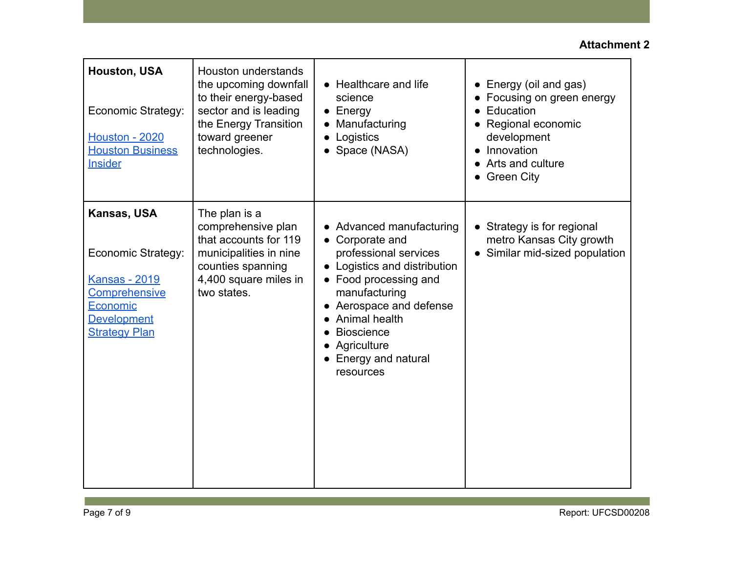**Attachment 2**

| | | | |
|---|---|---|---|
| **Houston, USA**<br><br>Economic Strategy:<br><br>[Houston - 2020 Houston Business Insider] | Houston understands the upcoming downfall to their energy-based sector and is leading the Energy Transition toward greener technologies. | • Healthcare and life science<br>• Energy<br>• Manufacturing<br>• Logistics<br>• Space (NASA) | • Energy (oil and gas)<br>• Focusing on green energy<br>• Education<br>• Regional economic development<br>• Innovation<br>• Arts and culture<br>• Green City |
| **Kansas, USA**<br><br>Economic Strategy:<br><br>[Kansas - 2019 Comprehensive Economic Development Strategy Plan] | The plan is a comprehensive plan that accounts for 119 municipalities in nine counties spanning 4,400 square miles in two states. | • Advanced manufacturing<br>• Corporate and professional services<br>• Logistics and distribution<br>• Food processing and manufacturing<br>• Aerospace and defense<br>• Animal health<br>• Bioscience<br>• Agriculture<br>• Energy and natural resources | • Strategy is for regional metro Kansas City growth<br>• Similar mid-sized population |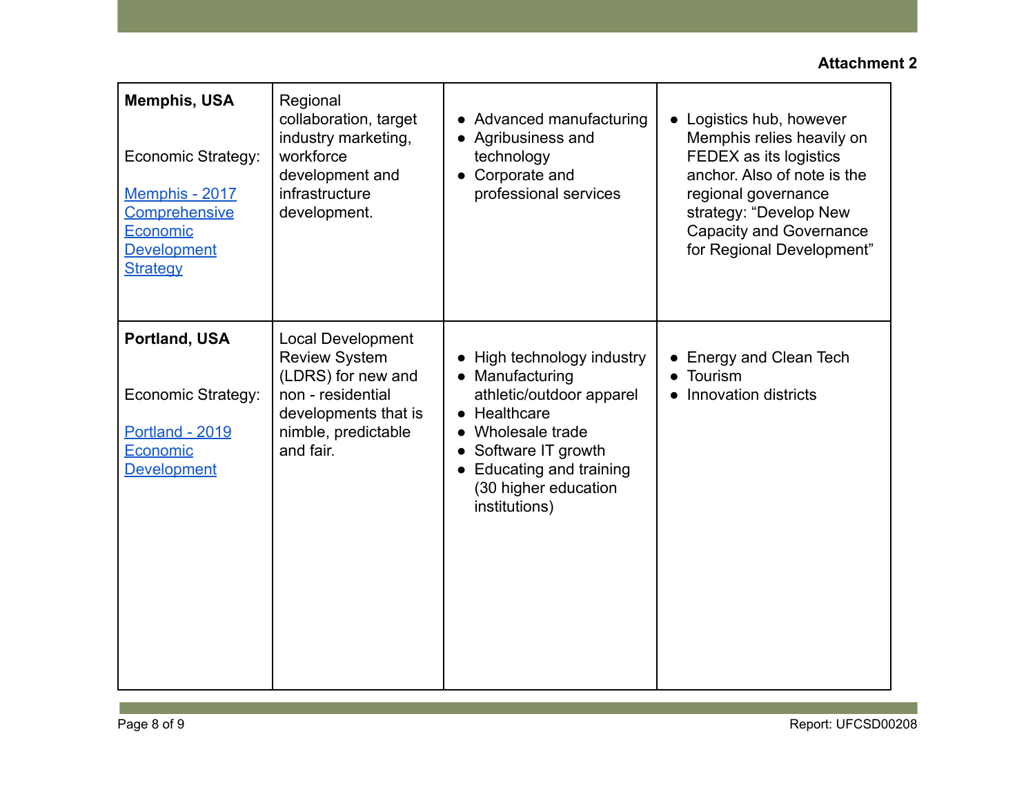**Attachment 2**

| | | | |
|---|---|---|---|
| **Memphis, USA**<br><br>Economic Strategy:<br><br>[Memphis - 2017 Comprehensive Economic Development Strategy]() | Regional collaboration, target industry marketing, workforce development and infrastructure development. | • Advanced manufacturing<br>• Agribusiness and technology<br>• Corporate and professional services | • Logistics hub, however Memphis relies heavily on FEDEX as its logistics anchor. Also of note is the regional governance strategy: "Develop New Capacity and Governance for Regional Development" |
| **Portland, USA**<br><br>Economic Strategy:<br><br>[Portland - 2019 Economic Development]() | Local Development Review System (LDRS) for new and non - residential developments that is nimble, predictable and fair. | • High technology industry<br>• Manufacturing athletic/outdoor apparel<br>• Healthcare<br>• Wholesale trade<br>• Software IT growth<br>• Educating and training (30 higher education institutions) | • Energy and Clean Tech<br>• Tourism<br>• Innovation districts |

Report: UFCSD00208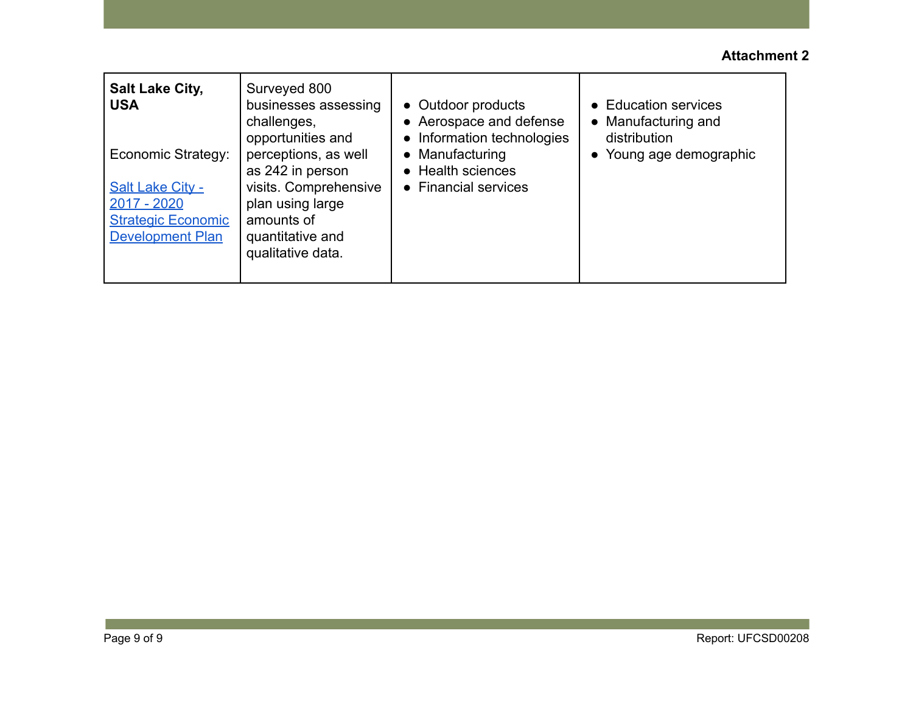**Attachment 2**

| | | | |
|---|---|---|---|
| **Salt Lake City, USA**<br><br>Economic Strategy:<br><br>[Salt Lake City - 2017 - 2020 Strategic Economic Development Plan]() | Surveyed 800 businesses assessing challenges, opportunities and perceptions, as well as 242 in person visits. Comprehensive plan using large amounts of quantitative and qualitative data. | • Outdoor products<br>• Aerospace and defense<br>• Information technologies<br>• Manufacturing<br>• Health sciences<br>• Financial services | • Education services<br>• Manufacturing and distribution<br>• Young age demographic |